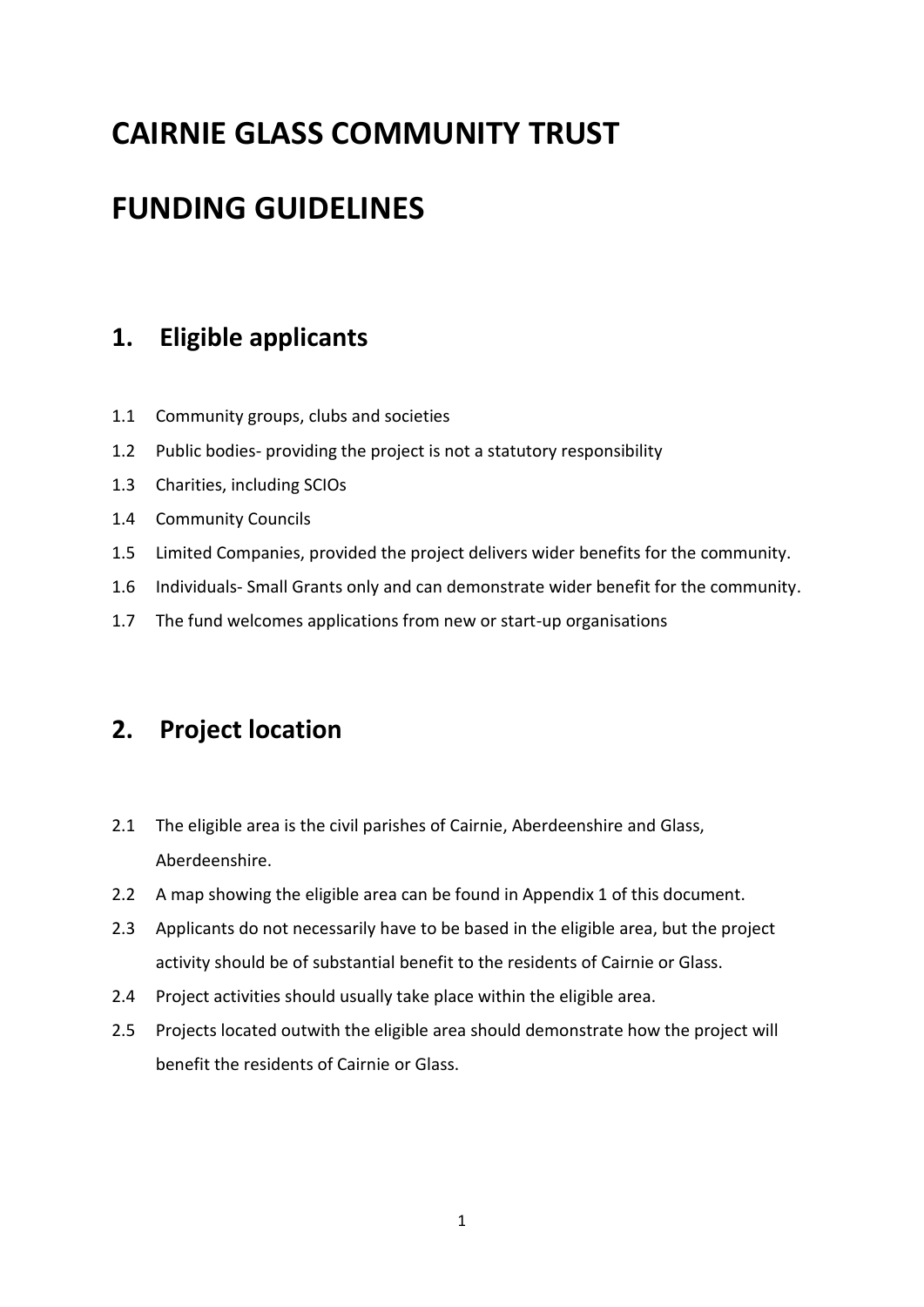# CAIRNIE GLASS COMMUNITY TRUST

# FUNDING GUIDELINES

## 1. Eligible applicants

1.1 Community groups, clubs and societies

1.2 Public bodies- providing the project is not a statutory responsibility

1.3 Charities, including SCIOs

1.4 Community Councils

1.5 Limited Companies, provided the project delivers wider benefits for the community.

1.6 Individuals- Small Grants only and can demonstrate wider benefit for the community.

1.7 The fund welcomes applications from new or start-up organisations

## 2. Project location

2.1 The eligible area is the civil parishes of Cairnie, Aberdeenshire and Glass, Aberdeenshire.

2.2 A map showing the eligible area can be found in Appendix 1 of this document.

2.3 Applicants do not necessarily have to be based in the eligible area, but the project activity should be of substantial benefit to the residents of Cairnie or Glass.

2.4 Project activities should usually take place within the eligible area.

2.5 Projects located outwith the eligible area should demonstrate how the project will benefit the residents of Cairnie or Glass.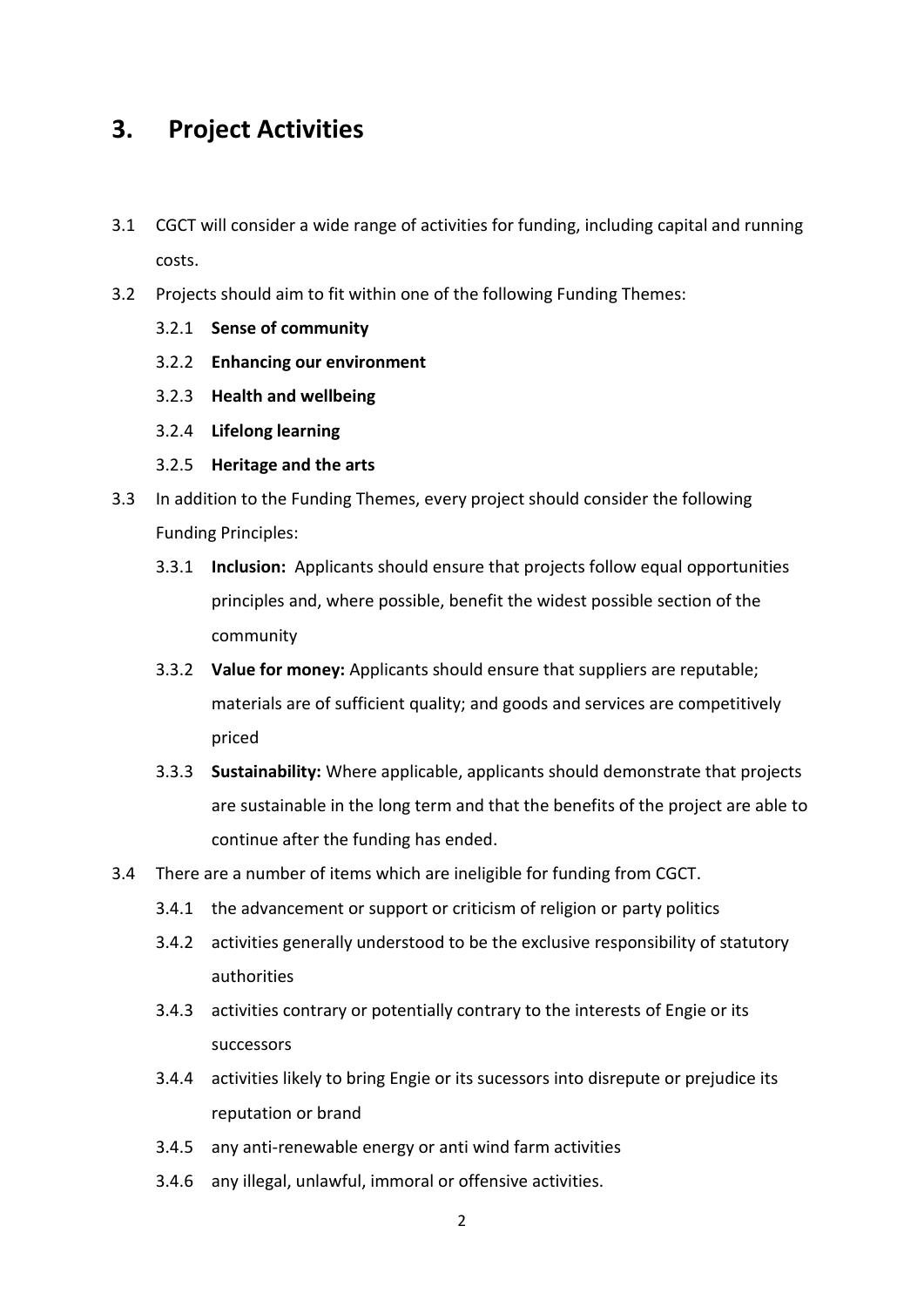## 3. Project Activities

3.1 CGCT will consider a wide range of activities for funding, including capital and running costs.

3.2 Projects should aim to fit within one of the following Funding Themes:

- 3.2.1 **Sense of community**
- 3.2.2 **Enhancing our environment**
- 3.2.3 **Health and wellbeing**
- 3.2.4 **Lifelong learning**
- 3.2.5 **Heritage and the arts**

3.3 In addition to the Funding Themes, every project should consider the following Funding Principles:

- 3.3.1 **Inclusion:** Applicants should ensure that projects follow equal opportunities principles and, where possible, benefit the widest possible section of the community
- 3.3.2 **Value for money:** Applicants should ensure that suppliers are reputable; materials are of sufficient quality; and goods and services are competitively priced
- 3.3.3 **Sustainability:** Where applicable, applicants should demonstrate that projects are sustainable in the long term and that the benefits of the project are able to continue after the funding has ended.

3.4 There are a number of items which are ineligible for funding from CGCT.

- 3.4.1 the advancement or support or criticism of religion or party politics
- 3.4.2 activities generally understood to be the exclusive responsibility of statutory authorities
- 3.4.3 activities contrary or potentially contrary to the interests of Engie or its successors
- 3.4.4 activities likely to bring Engie or its sucessors into disrepute or prejudice its reputation or brand
- 3.4.5 any anti-renewable energy or anti wind farm activities
- 3.4.6 any illegal, unlawful, immoral or offensive activities.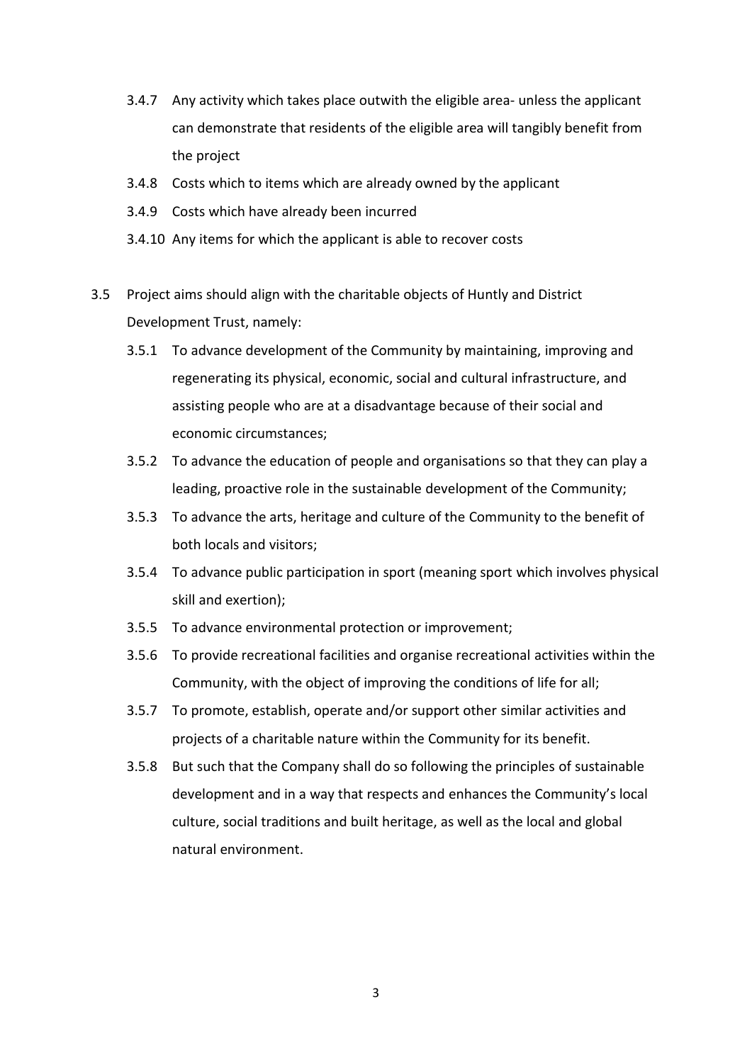3.4.7 Any activity which takes place outwith the eligible area- unless the applicant can demonstrate that residents of the eligible area will tangibly benefit from the project

3.4.8 Costs which to items which are already owned by the applicant

3.4.9 Costs which have already been incurred

3.4.10 Any items for which the applicant is able to recover costs

3.5 Project aims should align with the charitable objects of Huntly and District Development Trust, namely:

3.5.1 To advance development of the Community by maintaining, improving and regenerating its physical, economic, social and cultural infrastructure, and assisting people who are at a disadvantage because of their social and economic circumstances;

3.5.2 To advance the education of people and organisations so that they can play a leading, proactive role in the sustainable development of the Community;

3.5.3 To advance the arts, heritage and culture of the Community to the benefit of both locals and visitors;

3.5.4 To advance public participation in sport (meaning sport which involves physical skill and exertion);

3.5.5 To advance environmental protection or improvement;

3.5.6 To provide recreational facilities and organise recreational activities within the Community, with the object of improving the conditions of life for all;

3.5.7 To promote, establish, operate and/or support other similar activities and projects of a charitable nature within the Community for its benefit.

3.5.8 But such that the Company shall do so following the principles of sustainable development and in a way that respects and enhances the Community's local culture, social traditions and built heritage, as well as the local and global natural environment.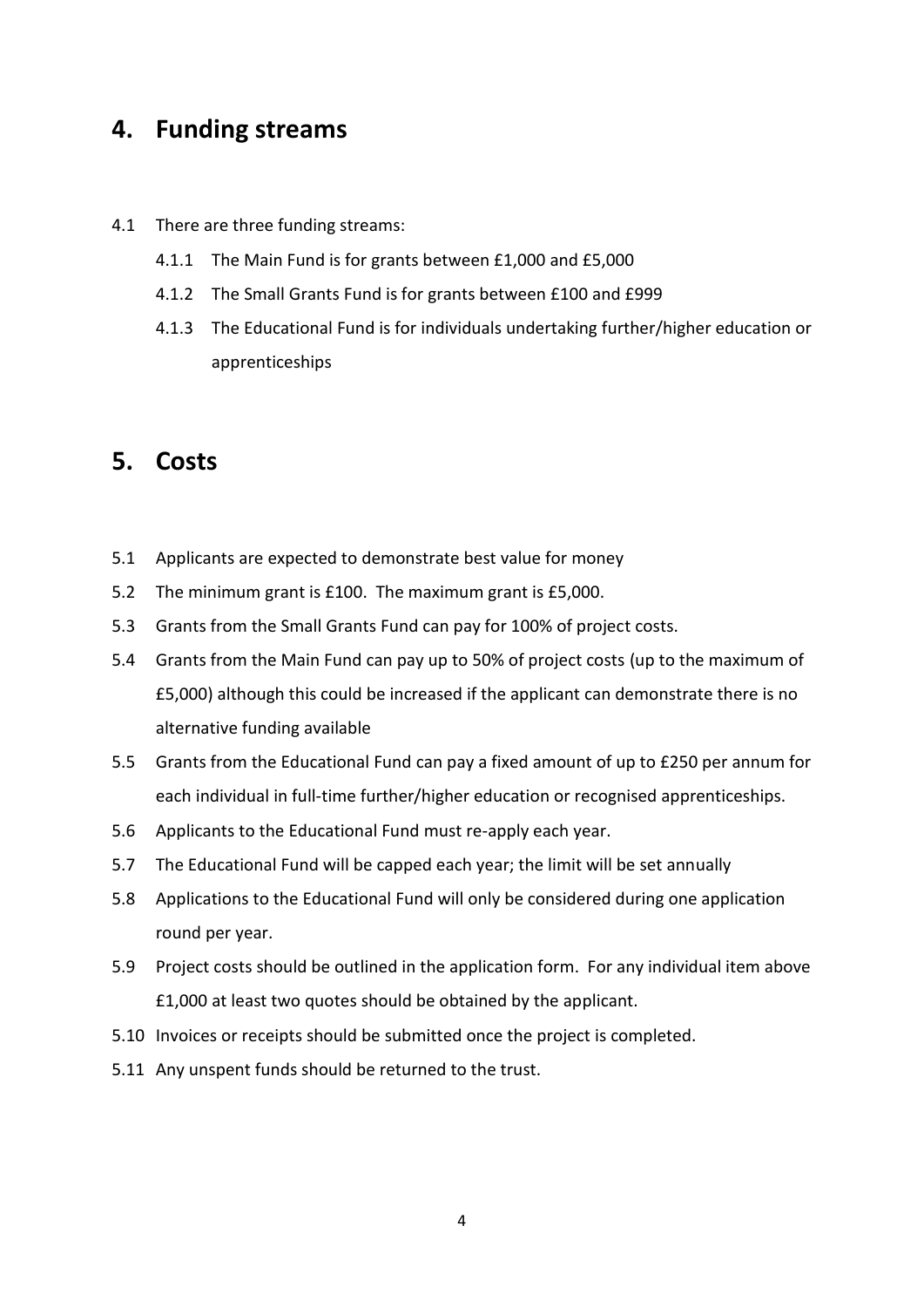## 4. Funding streams

4.1 There are three funding streams:

- 4.1.1 The Main Fund is for grants between £1,000 and £5,000
- 4.1.2 The Small Grants Fund is for grants between £100 and £999
- 4.1.3 The Educational Fund is for individuals undertaking further/higher education or apprenticeships

## 5. Costs

5.1 Applicants are expected to demonstrate best value for money

5.2 The minimum grant is £100. The maximum grant is £5,000.

5.3 Grants from the Small Grants Fund can pay for 100% of project costs.

5.4 Grants from the Main Fund can pay up to 50% of project costs (up to the maximum of £5,000) although this could be increased if the applicant can demonstrate there is no alternative funding available

5.5 Grants from the Educational Fund can pay a fixed amount of up to £250 per annum for each individual in full-time further/higher education or recognised apprenticeships.

5.6 Applicants to the Educational Fund must re-apply each year.

5.7 The Educational Fund will be capped each year; the limit will be set annually

5.8 Applications to the Educational Fund will only be considered during one application round per year.

5.9 Project costs should be outlined in the application form. For any individual item above £1,000 at least two quotes should be obtained by the applicant.

5.10 Invoices or receipts should be submitted once the project is completed.

5.11 Any unspent funds should be returned to the trust.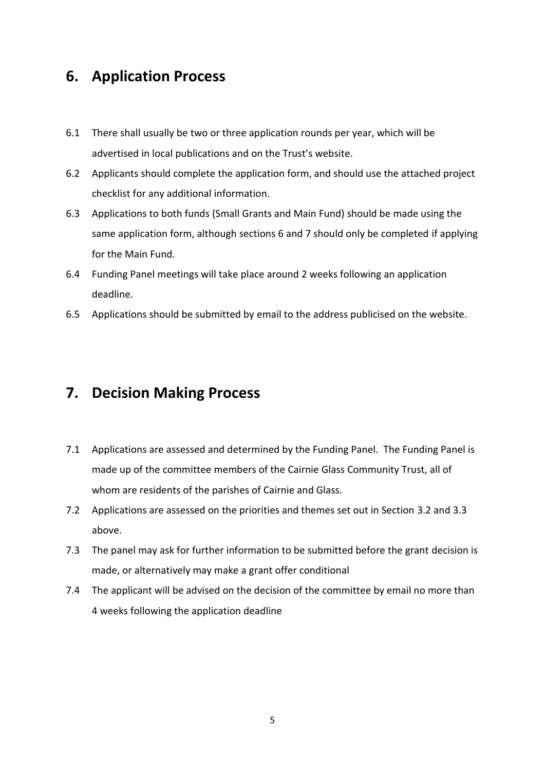## 6. Application Process

6.1 There shall usually be two or three application rounds per year, which will be advertised in local publications and on the Trust's website.

6.2 Applicants should complete the application form, and should use the attached project checklist for any additional information.

6.3 Applications to both funds (Small Grants and Main Fund) should be made using the same application form, although sections 6 and 7 should only be completed if applying for the Main Fund.

6.4 Funding Panel meetings will take place around 2 weeks following an application deadline.

6.5 Applications should be submitted by email to the address publicised on the website.

## 7. Decision Making Process

7.1 Applications are assessed and determined by the Funding Panel. The Funding Panel is made up of the committee members of the Cairnie Glass Community Trust, all of whom are residents of the parishes of Cairnie and Glass.

7.2 Applications are assessed on the priorities and themes set out in Section 3.2 and 3.3 above.

7.3 The panel may ask for further information to be submitted before the grant decision is made, or alternatively may make a grant offer conditional

7.4 The applicant will be advised on the decision of the committee by email no more than 4 weeks following the application deadline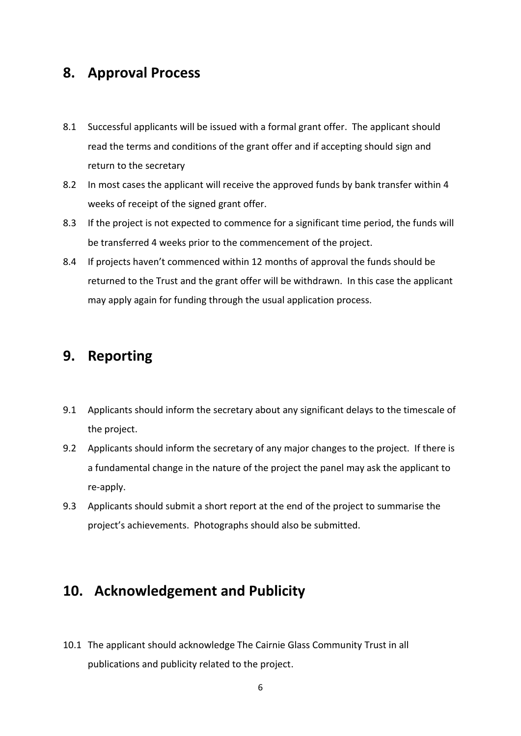## 8. Approval Process

8.1 Successful applicants will be issued with a formal grant offer. The applicant should read the terms and conditions of the grant offer and if accepting should sign and return to the secretary

8.2 In most cases the applicant will receive the approved funds by bank transfer within 4 weeks of receipt of the signed grant offer.

8.3 If the project is not expected to commence for a significant time period, the funds will be transferred 4 weeks prior to the commencement of the project.

8.4 If projects haven't commenced within 12 months of approval the funds should be returned to the Trust and the grant offer will be withdrawn. In this case the applicant may apply again for funding through the usual application process.

## 9. Reporting

9.1 Applicants should inform the secretary about any significant delays to the timescale of the project.

9.2 Applicants should inform the secretary of any major changes to the project. If there is a fundamental change in the nature of the project the panel may ask the applicant to re-apply.

9.3 Applicants should submit a short report at the end of the project to summarise the project's achievements. Photographs should also be submitted.

## 10. Acknowledgement and Publicity

10.1 The applicant should acknowledge The Cairnie Glass Community Trust in all publications and publicity related to the project.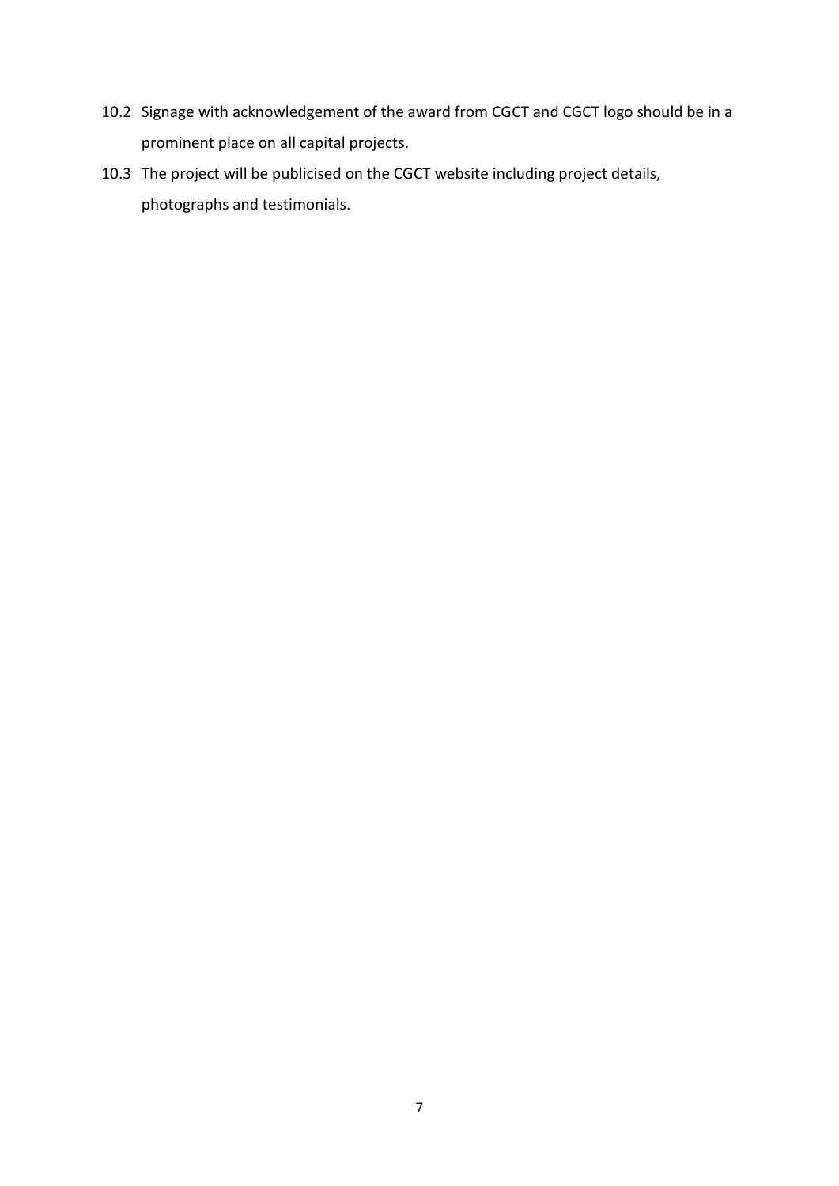10.2 Signage with acknowledgement of the award from CGCT and CGCT logo should be in a prominent place on all capital projects.

10.3 The project will be publicised on the CGCT website including project details, photographs and testimonials.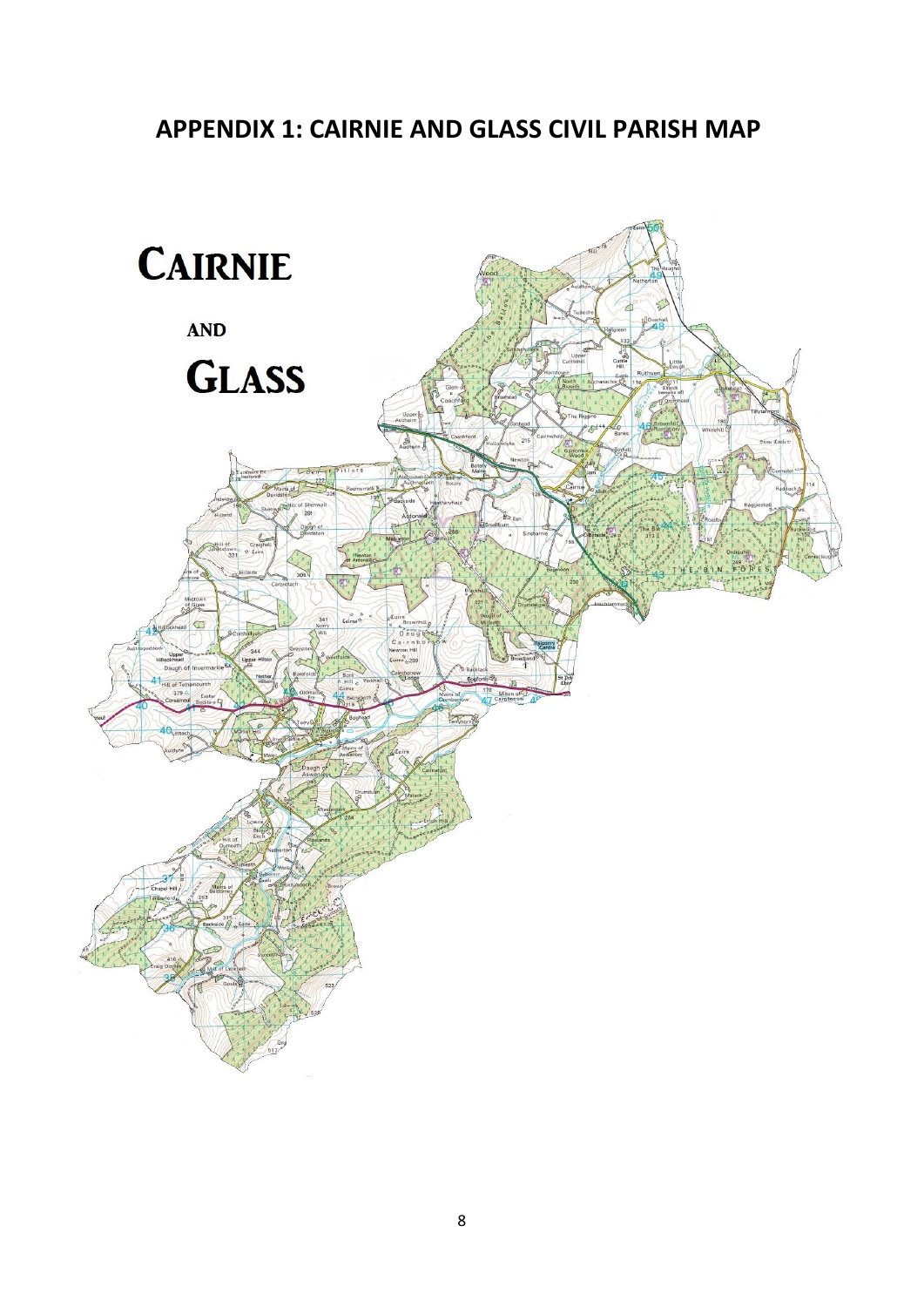## APPENDIX 1: CAIRNIE AND GLASS CIVIL PARISH MAP

CAIRNIE

AND

GLASS